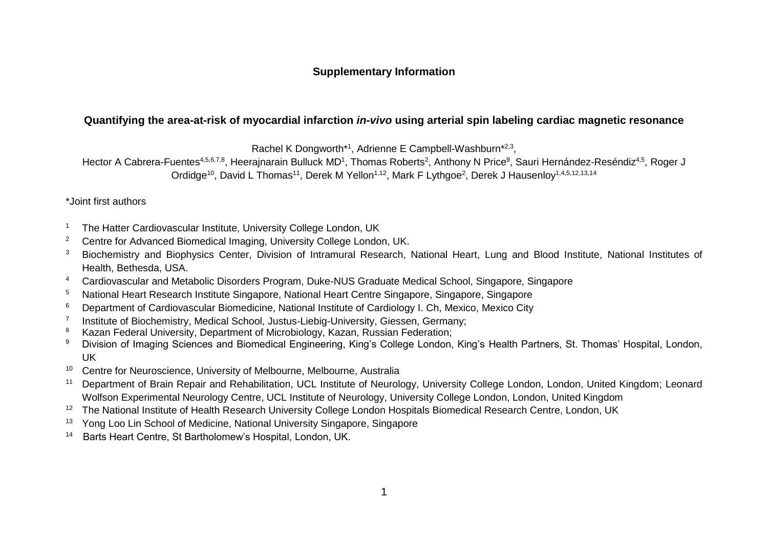# Supplementary Information

## Quantifying the area-at-risk of myocardial infarction *in-vivo* using arterial spin labeling cardiac magnetic resonance

Rachel K Dongworth*[1], Adrienne E Campbell-Washburn*[2,3], Hector A Cabrera-Fuentes[4,5,6,7,8], Heerajnarain Bulluck MD[1], Thomas Roberts[2], Anthony N Price[9], Sauri Hernández-Reséndiz[4,5], Roger J Ordidge[10], David L Thomas[11], Derek M Yellon[1,12], Mark F Lythgoe[2], Derek J Hausenloy[1,4,5,12,13,14]

*Joint first authors

[1] The Hatter Cardiovascular Institute, University College London, UK

[2] Centre for Advanced Biomedical Imaging, University College London, UK.

[3] Biochemistry and Biophysics Center, Division of Intramural Research, National Heart, Lung and Blood Institute, National Institutes of Health, Bethesda, USA.

[4] Cardiovascular and Metabolic Disorders Program, Duke-NUS Graduate Medical School, Singapore, Singapore

[5] National Heart Research Institute Singapore, National Heart Centre Singapore, Singapore, Singapore

[6] Department of Cardiovascular Biomedicine, National Institute of Cardiology I. Ch, Mexico, Mexico City

[7] Institute of Biochemistry, Medical School, Justus-Liebig-University, Giessen, Germany;

[8] Kazan Federal University, Department of Microbiology, Kazan, Russian Federation;

[9] Division of Imaging Sciences and Biomedical Engineering, King's College London, King's Health Partners, St. Thomas' Hospital, London, UK

[10] Centre for Neuroscience, University of Melbourne, Melbourne, Australia

[11] Department of Brain Repair and Rehabilitation, UCL Institute of Neurology, University College London, London, United Kingdom; Leonard Wolfson Experimental Neurology Centre, UCL Institute of Neurology, University College London, London, United Kingdom

[12] The National Institute of Health Research University College London Hospitals Biomedical Research Centre, London, UK

[13] Yong Loo Lin School of Medicine, National University Singapore, Singapore

[14] Barts Heart Centre, St Bartholomew's Hospital, London, UK.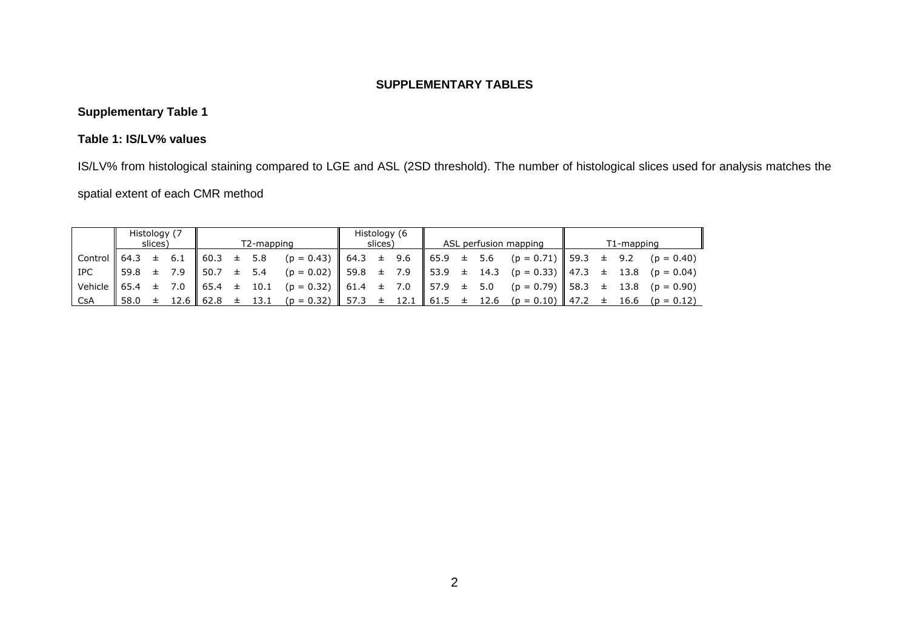# SUPPLEMENTARY TABLES

## Supplementary Table 1

### Table 1: IS/LV% values

IS/LV% from histological staining compared to LGE and ASL (2SD threshold). The number of histological slices used for analysis matches the spatial extent of each CMR method

| | Histology (7 slices) | T2-mapping | | Histology (6 slices) | ASL perfusion mapping | | T1-mapping | |
|---|---|---|---|---|---|---|---|---|
| Control | 64.3 ± 6.1 | 60.3 ± 5.8 | ($p = 0.43$) | 64.3 ± 9.6 | 65.9 ± 5.6 | ($p = 0.71$) | 59.3 ± 9.2 | ($p = 0.40$) |
| IPC | 59.8 ± 7.9 | 50.7 ± 5.4 | ($p = 0.02$) | 59.8 ± 7.9 | 53.9 ± 14.3 | ($p = 0.33$) | 47.3 ± 13.8 | ($p = 0.04$) |
| Vehicle | 65.4 ± 7.0 | 65.4 ± 10.1 | ($p = 0.32$) | 61.4 ± 7.0 | 57.9 ± 5.0 | ($p = 0.79$) | 58.3 ± 13.8 | ($p = 0.90$) |
| CsA | 58.0 ± 12.6 | 62.8 ± 13.1 | ($p = 0.32$) | 57.3 ± 12.1 | 61.5 ± 12.6 | ($p = 0.10$) | 47.2 ± 16.6 | ($p = 0.12$) |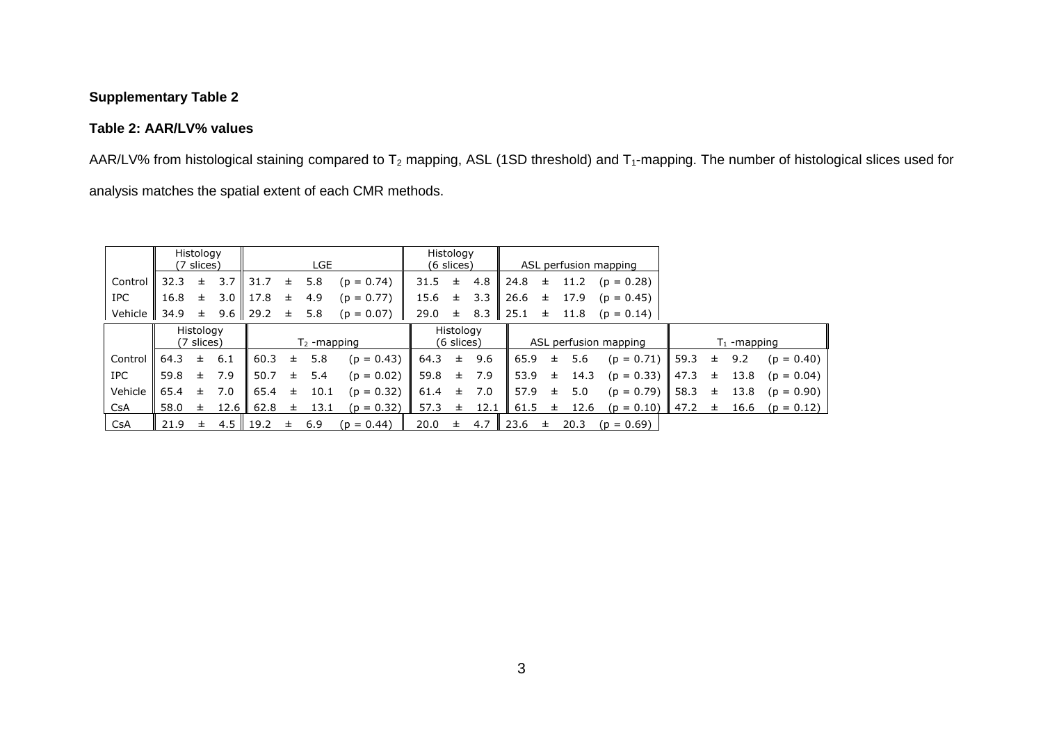**Supplementary Table 2**

**Table 2: AAR/LV% values**

AAR/LV% from histological staining compared to $T_2$ mapping, ASL (1SD threshold) and $T_1$-mapping. The number of histological slices used for analysis matches the spatial extent of each CMR methods.

| | Histology (7 slices) | LGE | | Histology (6 slices) | ASL perfusion mapping | |
|---|---|---|---|---|---|---|
| Control | 32.3 ± 3.7 | 31.7 ± 5.8 | (p = 0.74) | 31.5 ± 4.8 | 24.8 ± 11.2 | (p = 0.28) |
| IPC | 16.8 ± 3.0 | 17.8 ± 4.9 | (p = 0.77) | 15.6 ± 3.3 | 26.6 ± 17.9 | (p = 0.45) |
| Vehicle | 34.9 ± 9.6 | 29.2 ± 5.8 | (p = 0.07) | 29.0 ± 8.3 | 25.1 ± 11.8 | (p = 0.14) |
| CsA | 21.9 ± 4.5 | 19.2 ± 6.9 | (p = 0.44) | 20.0 ± 4.7 | 23.6 ± 20.3 | (p = 0.69) |

| | Histology (7 slices) | $T_2$ -mapping | | Histology (6 slices) | ASL perfusion mapping | | $T_1$ -mapping | |
|---|---|---|---|---|---|---|---|---|
| Control | 64.3 ± 6.1 | 60.3 ± 5.8 | (p = 0.43) | 64.3 ± 9.6 | 65.9 ± 5.6 | (p = 0.71) | 59.3 ± 9.2 | (p = 0.40) |
| IPC | 59.8 ± 7.9 | 50.7 ± 5.4 | (p = 0.02) | 59.8 ± 7.9 | 53.9 ± 14.3 | (p = 0.33) | 47.3 ± 13.8 | (p = 0.04) |
| Vehicle | 65.4 ± 7.0 | 65.4 ± 10.1 | (p = 0.32) | 61.4 ± 7.0 | 57.9 ± 5.0 | (p = 0.79) | 58.3 ± 13.8 | (p = 0.90) |
| CsA | 58.0 ± 12.6 | 62.8 ± 13.1 | (p = 0.32) | 57.3 ± 12.1 | 61.5 ± 12.6 | (p = 0.10) | 47.2 ± 16.6 | (p = 0.12) |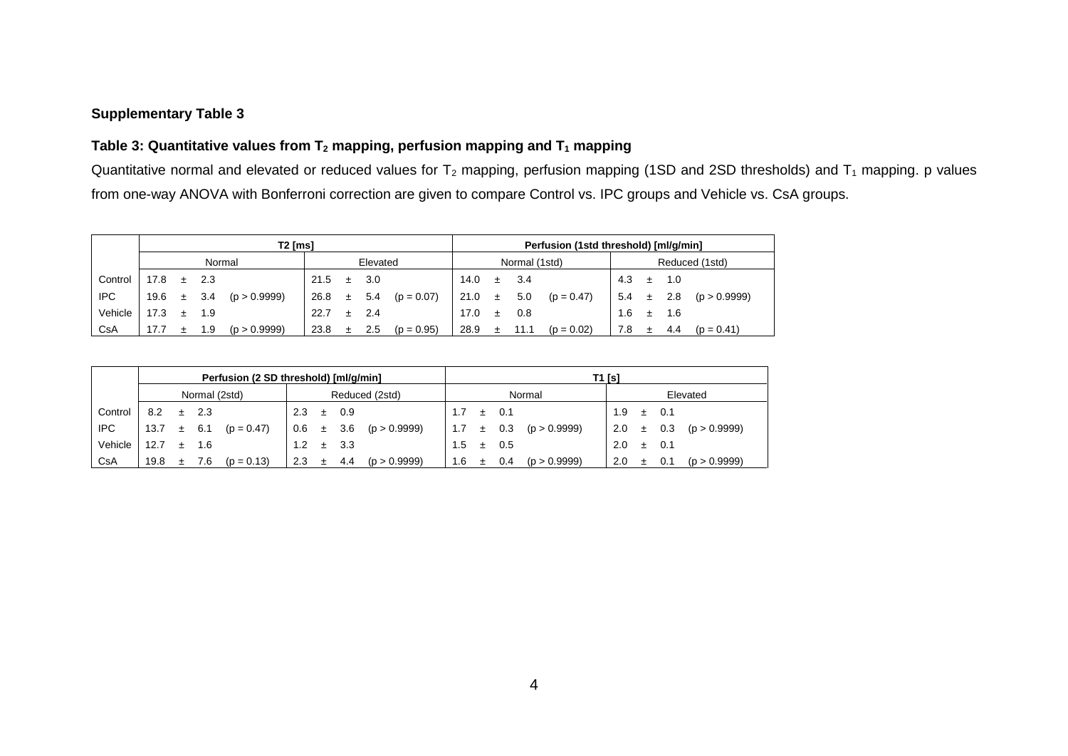**Supplementary Table 3**

**Table 3: Quantitative values from $T_2$ mapping, perfusion mapping and $T_1$ mapping**

Quantitative normal and elevated or reduced values for $T_2$ mapping, perfusion mapping (1SD and 2SD thresholds) and $T_1$ mapping. p values from one-way ANOVA with Bonferroni correction are given to compare Control vs. IPC groups and Vehicle vs. CsA groups.

| | **T2 [ms]** | | **Perfusion (1std threshold) [ml/g/min]** | |
|---|---|---|---|---|
| | Normal | Elevated | Normal (1std) | Reduced (1std) |
| Control | 17.8 ± 2.3 | 21.5 ± 3.0 | 14.0 ± 3.4 | 4.3 ± 1.0 |
| IPC | 19.6 ± 3.4 (p > 0.9999) | 26.8 ± 5.4 (p = 0.07) | 21.0 ± 5.0 (p = 0.47) | 5.4 ± 2.8 (p > 0.9999) |
| Vehicle | 17.3 ± 1.9 | 22.7 ± 2.4 | 17.0 ± 0.8 | 1.6 ± 1.6 |
| CsA | 17.7 ± 1.9 (p > 0.9999) | 23.8 ± 2.5 (p = 0.95) | 28.9 ± 11.1 (p = 0.02) | 7.8 ± 4.4 (p = 0.41) |

| | **Perfusion (2 SD threshold) [ml/g/min]** | | **T1 [s]** | |
|---|---|---|---|---|
| | Normal (2std) | Reduced (2std) | Normal | Elevated |
| Control | 8.2 ± 2.3 | 2.3 ± 0.9 | 1.7 ± 0.1 | 1.9 ± 0.1 |
| IPC | 13.7 ± 6.1 (p = 0.47) | 0.6 ± 3.6 (p > 0.9999) | 1.7 ± 0.3 (p > 0.9999) | 2.0 ± 0.3 (p > 0.9999) |
| Vehicle | 12.7 ± 1.6 | 1.2 ± 3.3 | 1.5 ± 0.5 | 2.0 ± 0.1 |
| CsA | 19.8 ± 7.6 (p = 0.13) | 2.3 ± 4.4 (p > 0.9999) | 1.6 ± 0.4 (p > 0.9999) | 2.0 ± 0.1 (p > 0.9999) |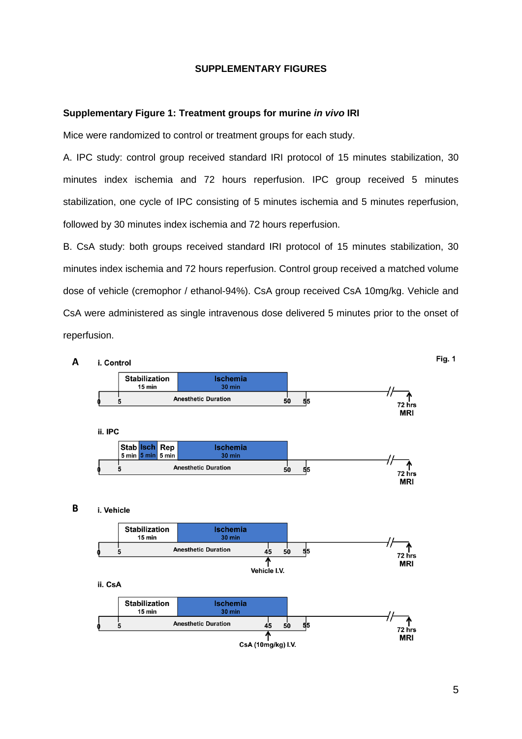# SUPPLEMENTARY FIGURES

**Supplementary Figure 1: Treatment groups for murine *in vivo* IRI**

Mice were randomized to control or treatment groups for each study.

A. IPC study: control group received standard IRI protocol of 15 minutes stabilization, 30 minutes index ischemia and 72 hours reperfusion. IPC group received 5 minutes stabilization, one cycle of IPC consisting of 5 minutes ischemia and 5 minutes reperfusion, followed by 30 minutes index ischemia and 72 hours reperfusion.

B. CsA study: both groups received standard IRI protocol of 15 minutes stabilization, 30 minutes index ischemia and 72 hours reperfusion. Control group received a matched volume dose of vehicle (cremophor / ethanol-94%). CsA group received CsA 10mg/kg. Vehicle and CsA were administered as single intravenous dose delivered 5 minutes prior to the onset of reperfusion.

Fig. 1

A

i. Control

Stabilization 15 min

Ischemia 30 min

Anesthetic Duration

0 5 50 55

72 hrs MRI

ii. IPC

Stab 5 min

Isch 5 min

Rep 5 min

Ischemia 30 min

Anesthetic Duration

0 5 50 55

72 hrs MRI

B

i. Vehicle

Stabilization 15 min

Ischemia 30 min

Anesthetic Duration

0 5 45 50 55

Vehicle I.V.

72 hrs MRI

ii. CsA

Stabilization 15 min

Ischemia 30 min

Anesthetic Duration

0 5 45 50 55

CsA (10mg/kg) I.V.

72 hrs MRI